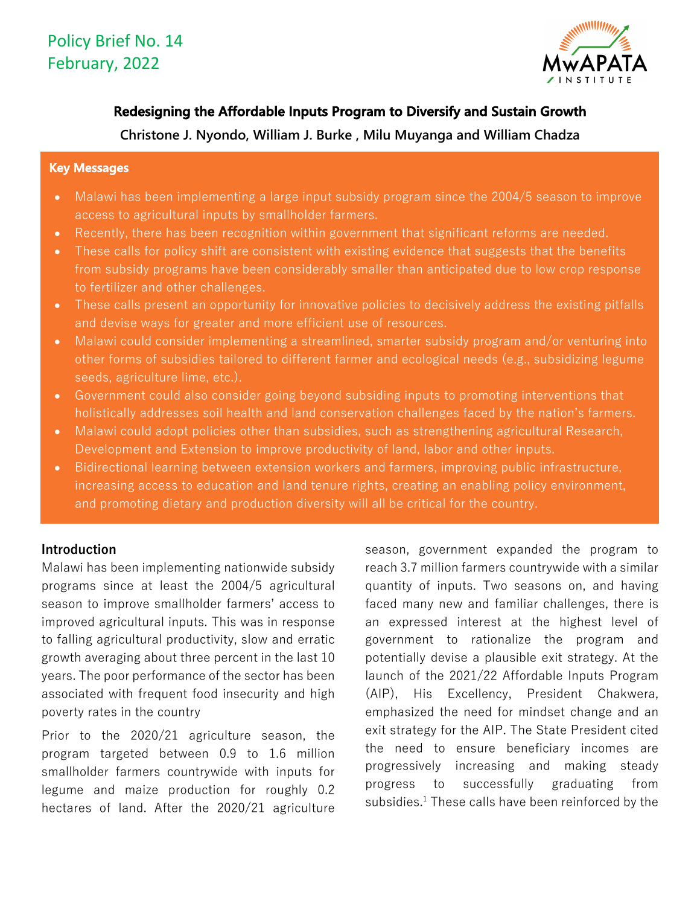Policy Brief No. 14
February, 2022

# Redesigning the Affordable Inputs Program to Diversify and Sustain Growth

**Christone J. Nyondo, William J. Burke , Milu Muyanga and William Chadza**

## Key Messages

- Malawi has been implementing a large input subsidy program since the 2004/5 season to improve access to agricultural inputs by smallholder farmers.
- Recently, there has been recognition within government that significant reforms are needed.
- These calls for policy shift are consistent with existing evidence that suggests that the benefits from subsidy programs have been considerably smaller than anticipated due to low crop response to fertilizer and other challenges.
- These calls present an opportunity for innovative policies to decisively address the existing pitfalls and devise ways for greater and more efficient use of resources.
- Malawi could consider implementing a streamlined, smarter subsidy program and/or venturing into other forms of subsidies tailored to different farmer and ecological needs (e.g., subsidizing legume seeds, agriculture lime, etc.).
- Government could also consider going beyond subsiding inputs to promoting interventions that holistically addresses soil health and land conservation challenges faced by the nation's farmers.
- Malawi could adopt policies other than subsidies, such as strengthening agricultural Research, Development and Extension to improve productivity of land, labor and other inputs.
- Bidirectional learning between extension workers and farmers, improving public infrastructure, increasing access to education and land tenure rights, creating an enabling policy environment, and promoting dietary and production diversity will all be critical for the country.

## Introduction

Malawi has been implementing nationwide subsidy programs since at least the 2004/5 agricultural season to improve smallholder farmers' access to improved agricultural inputs. This was in response to falling agricultural productivity, slow and erratic growth averaging about three percent in the last 10 years. The poor performance of the sector has been associated with frequent food insecurity and high poverty rates in the country

Prior to the 2020/21 agriculture season, the program targeted between 0.9 to 1.6 million smallholder farmers countrywide with inputs for legume and maize production for roughly 0.2 hectares of land. After the 2020/21 agriculture season, government expanded the program to reach 3.7 million farmers countrywide with a similar quantity of inputs. Two seasons on, and having faced many new and familiar challenges, there is an expressed interest at the highest level of government to rationalize the program and potentially devise a plausible exit strategy. At the launch of the 2021/22 Affordable Inputs Program (AIP), His Excellency, President Chakwera, emphasized the need for mindset change and an exit strategy for the AIP. The State President cited the need to ensure beneficiary incomes are progressively increasing and making steady progress to successfully graduating from subsidies.[1] These calls have been reinforced by the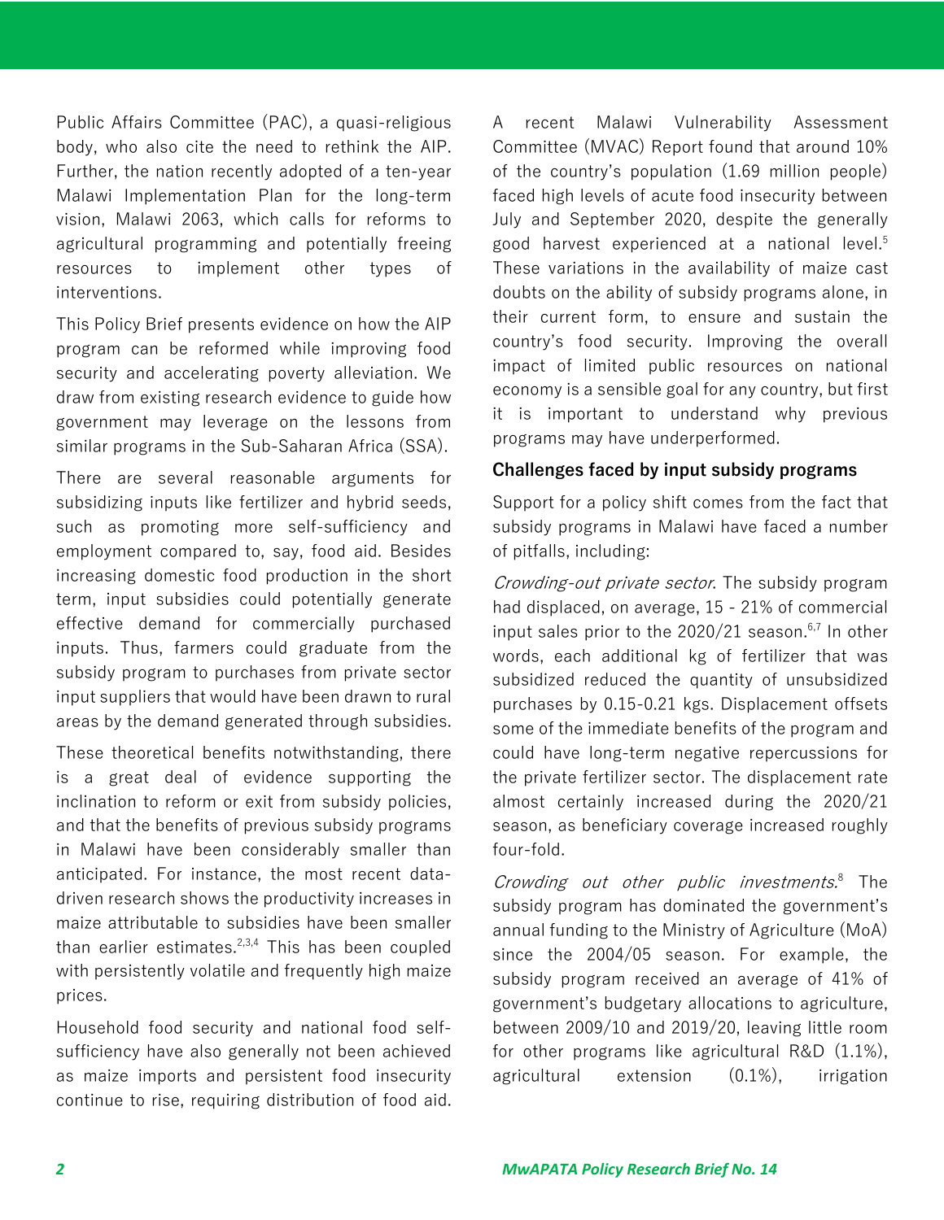Public Affairs Committee (PAC), a quasi-religious body, who also cite the need to rethink the AIP. Further, the nation recently adopted of a ten-year Malawi Implementation Plan for the long-term vision, Malawi 2063, which calls for reforms to agricultural programming and potentially freeing resources to implement other types of interventions.

This Policy Brief presents evidence on how the AIP program can be reformed while improving food security and accelerating poverty alleviation. We draw from existing research evidence to guide how government may leverage on the lessons from similar programs in the Sub-Saharan Africa (SSA).

There are several reasonable arguments for subsidizing inputs like fertilizer and hybrid seeds, such as promoting more self-sufficiency and employment compared to, say, food aid. Besides increasing domestic food production in the short term, input subsidies could potentially generate effective demand for commercially purchased inputs. Thus, farmers could graduate from the subsidy program to purchases from private sector input suppliers that would have been drawn to rural areas by the demand generated through subsidies.

These theoretical benefits notwithstanding, there is a great deal of evidence supporting the inclination to reform or exit from subsidy policies, and that the benefits of previous subsidy programs in Malawi have been considerably smaller than anticipated. For instance, the most recent data-driven research shows the productivity increases in maize attributable to subsidies have been smaller than earlier estimates.[2,3,4] This has been coupled with persistently volatile and frequently high maize prices.

Household food security and national food self-sufficiency have also generally not been achieved as maize imports and persistent food insecurity continue to rise, requiring distribution of food aid. A recent Malawi Vulnerability Assessment Committee (MVAC) Report found that around 10% of the country's population (1.69 million people) faced high levels of acute food insecurity between July and September 2020, despite the generally good harvest experienced at a national level.[5] These variations in the availability of maize cast doubts on the ability of subsidy programs alone, in their current form, to ensure and sustain the country's food security. Improving the overall impact of limited public resources on national economy is a sensible goal for any country, but first it is important to understand why previous programs may have underperformed.

## Challenges faced by input subsidy programs

Support for a policy shift comes from the fact that subsidy programs in Malawi have faced a number of pitfalls, including:

*Crowding-out private sector.* The subsidy program had displaced, on average, 15 - 21% of commercial input sales prior to the 2020/21 season.[6,7] In other words, each additional kg of fertilizer that was subsidized reduced the quantity of unsubsidized purchases by 0.15-0.21 kgs. Displacement offsets some of the immediate benefits of the program and could have long-term negative repercussions for the private fertilizer sector. The displacement rate almost certainly increased during the 2020/21 season, as beneficiary coverage increased roughly four-fold.

*Crowding out other public investments.*[8] The subsidy program has dominated the government's annual funding to the Ministry of Agriculture (MoA) since the 2004/05 season. For example, the subsidy program received an average of 41% of government's budgetary allocations to agriculture, between 2009/10 and 2019/20, leaving little room for other programs like agricultural R&D (1.1%), agricultural extension (0.1%), irrigation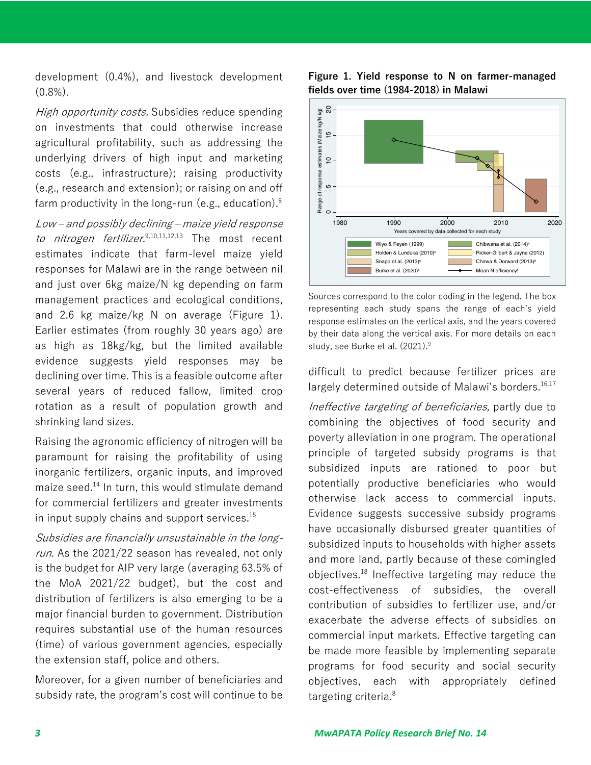development (0.4%), and livestock development (0.8%).

*High opportunity costs.* Subsidies reduce spending on investments that could otherwise increase agricultural profitability, such as addressing the underlying drivers of high input and marketing costs (e.g., infrastructure); raising productivity (e.g., research and extension); or raising on and off farm productivity in the long-run (e.g., education).[8]

*Low – and possibly declining – maize yield response to nitrogen fertilizer.*[9,10,11,12,13] The most recent estimates indicate that farm-level maize yield responses for Malawi are in the range between nil and just over 6kg maize/N kg depending on farm management practices and ecological conditions, and 2.6 kg maize/kg N on average (Figure 1). Earlier estimates (from roughly 30 years ago) are as high as 18kg/kg, but the limited available evidence suggests yield responses may be declining over time. This is a feasible outcome after several years of reduced fallow, limited crop rotation as a result of population growth and shrinking land sizes.

Raising the agronomic efficiency of nitrogen will be paramount for raising the profitability of using inorganic fertilizers, organic inputs, and improved maize seed.[14] In turn, this would stimulate demand for commercial fertilizers and greater investments in input supply chains and support services.[15]

*Subsidies are financially unsustainable in the long-run.* As the 2021/22 season has revealed, not only is the budget for AIP very large (averaging 63.5% of the MoA 2021/22 budget), but the cost and distribution of fertilizers is also emerging to be a major financial burden to government. Distribution requires substantial use of the human resources (time) of various government agencies, especially the extension staff, police and others.

Moreover, for a given number of beneficiaries and subsidy rate, the program's cost will continue to be difficult to predict because fertilizer prices are largely determined outside of Malawi's borders.[16,17]

**Figure 1. Yield response to N on farmer-managed fields over time (1984-2018) in Malawi**

Sources correspond to the color coding in the legend. The box representing each study spans the range of each's yield response estimates on the vertical axis, and the years covered by their data along the vertical axis. For more details on each study, see Burke et al. (2021).[9]

*Ineffective targeting of beneficiaries,* partly due to combining the objectives of food security and poverty alleviation in one program. The operational principle of targeted subsidy programs is that subsidized inputs are rationed to poor but potentially productive beneficiaries who would otherwise lack access to commercial inputs. Evidence suggests successive subsidy programs have occasionally disbursed greater quantities of subsidized inputs to households with higher assets and more land, partly because of these comingled objectives.[18] Ineffective targeting may reduce the cost-effectiveness of subsidies, the overall contribution of subsidies to fertilizer use, and/or exacerbate the adverse effects of subsidies on commercial input markets. Effective targeting can be made more feasible by implementing separate programs for food security and social security objectives, each with appropriately defined targeting criteria.[8]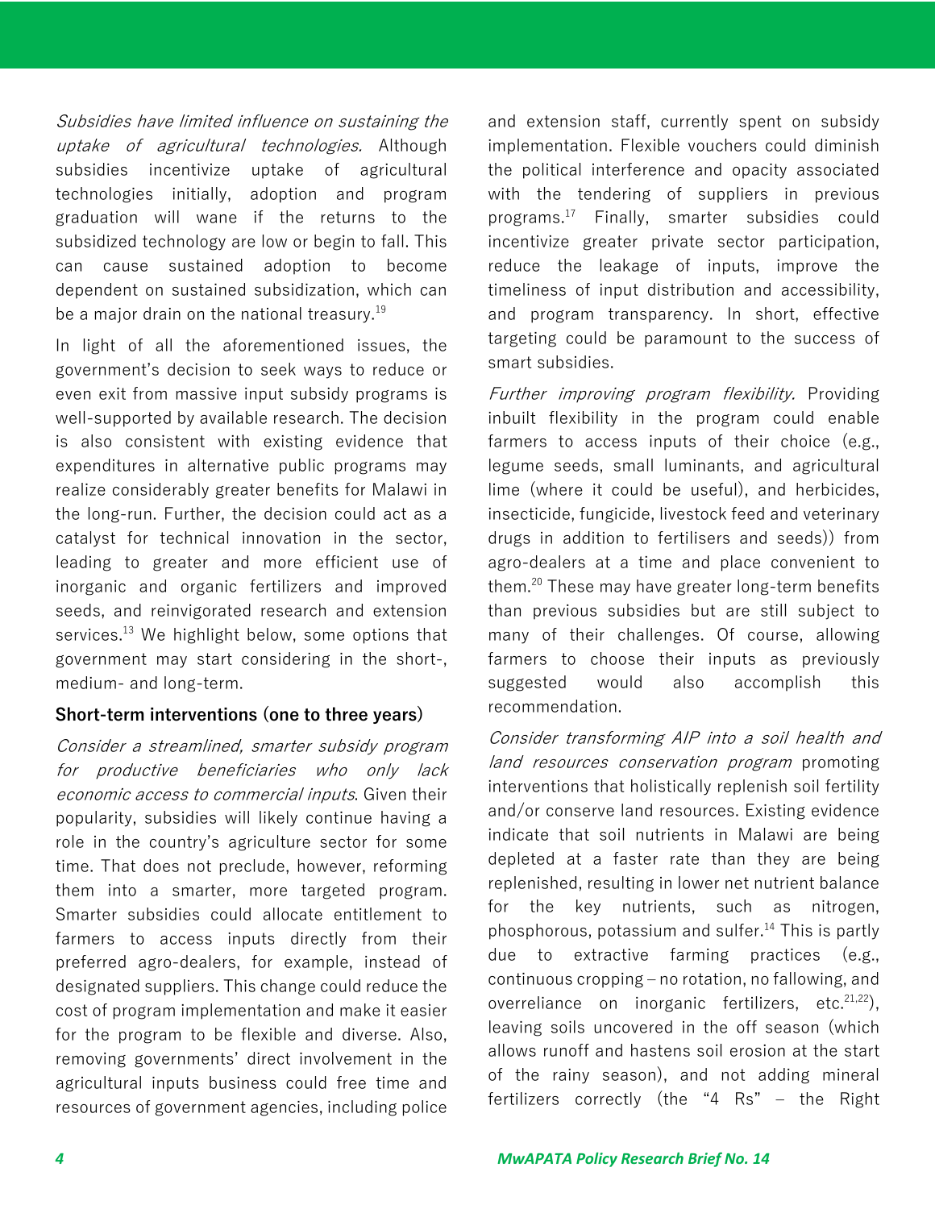*Subsidies have limited influence on sustaining the uptake of agricultural technologies.* Although subsidies incentivize uptake of agricultural technologies initially, adoption and program graduation will wane if the returns to the subsidized technology are low or begin to fall. This can cause sustained adoption to become dependent on sustained subsidization, which can be a major drain on the national treasury.[19]

In light of all the aforementioned issues, the government's decision to seek ways to reduce or even exit from massive input subsidy programs is well-supported by available research. The decision is also consistent with existing evidence that expenditures in alternative public programs may realize considerably greater benefits for Malawi in the long-run. Further, the decision could act as a catalyst for technical innovation in the sector, leading to greater and more efficient use of inorganic and organic fertilizers and improved seeds, and reinvigorated research and extension services.[13] We highlight below, some options that government may start considering in the short-, medium- and long-term.

### Short-term interventions (one to three years)

*Consider a streamlined, smarter subsidy program for productive beneficiaries who only lack economic access to commercial inputs*. Given their popularity, subsidies will likely continue having a role in the country's agriculture sector for some time. That does not preclude, however, reforming them into a smarter, more targeted program. Smarter subsidies could allocate entitlement to farmers to access inputs directly from their preferred agro-dealers, for example, instead of designated suppliers. This change could reduce the cost of program implementation and make it easier for the program to be flexible and diverse. Also, removing governments' direct involvement in the agricultural inputs business could free time and resources of government agencies, including police and extension staff, currently spent on subsidy implementation. Flexible vouchers could diminish the political interference and opacity associated with the tendering of suppliers in previous programs.[17] Finally, smarter subsidies could incentivize greater private sector participation, reduce the leakage of inputs, improve the timeliness of input distribution and accessibility, and program transparency. In short, effective targeting could be paramount to the success of smart subsidies.

*Further improving program flexibility.* Providing inbuilt flexibility in the program could enable farmers to access inputs of their choice (e.g., legume seeds, small luminants, and agricultural lime (where it could be useful), and herbicides, insecticide, fungicide, livestock feed and veterinary drugs in addition to fertilisers and seeds)) from agro-dealers at a time and place convenient to them.[20] These may have greater long-term benefits than previous subsidies but are still subject to many of their challenges. Of course, allowing farmers to choose their inputs as previously suggested would also accomplish this recommendation.

*Consider transforming AIP into a soil health and land resources conservation program* promoting interventions that holistically replenish soil fertility and/or conserve land resources. Existing evidence indicate that soil nutrients in Malawi are being depleted at a faster rate than they are being replenished, resulting in lower net nutrient balance for the key nutrients, such as nitrogen, phosphorous, potassium and sulfer.[14] This is partly due to extractive farming practices (e.g., continuous cropping – no rotation, no fallowing, and overreliance on inorganic fertilizers, etc.[21,22]), leaving soils uncovered in the off season (which allows runoff and hastens soil erosion at the start of the rainy season), and not adding mineral fertilizers correctly (the "4 Rs" – the Right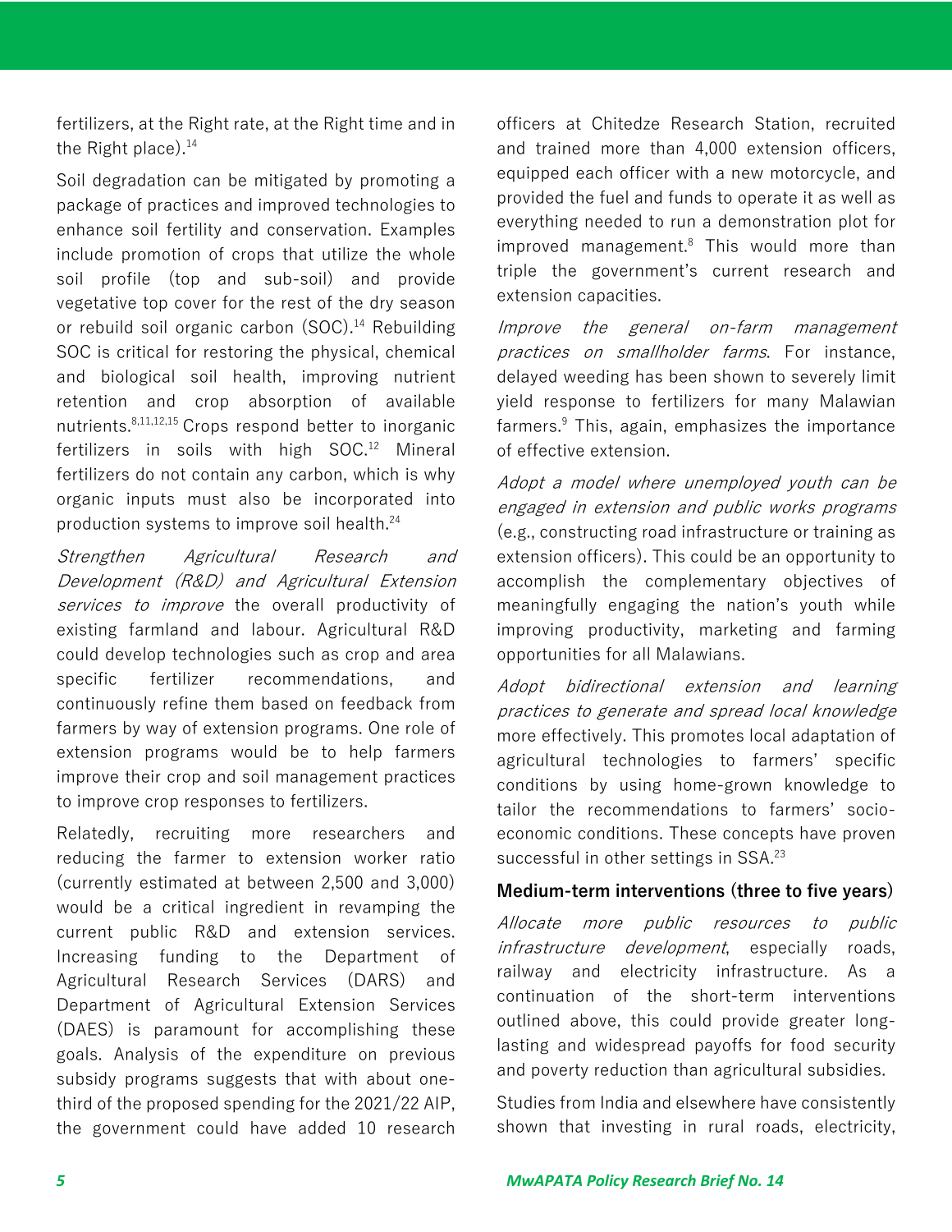fertilizers, at the Right rate, at the Right time and in the Right place).[14]

Soil degradation can be mitigated by promoting a package of practices and improved technologies to enhance soil fertility and conservation. Examples include promotion of crops that utilize the whole soil profile (top and sub-soil) and provide vegetative top cover for the rest of the dry season or rebuild soil organic carbon (SOC).[14] Rebuilding SOC is critical for restoring the physical, chemical and biological soil health, improving nutrient retention and crop absorption of available nutrients.[8,11,12,15] Crops respond better to inorganic fertilizers in soils with high SOC.[12] Mineral fertilizers do not contain any carbon, which is why organic inputs must also be incorporated into production systems to improve soil health.[24]

*Strengthen Agricultural Research and Development (R&D) and Agricultural Extension services to improve* the overall productivity of existing farmland and labour. Agricultural R&D could develop technologies such as crop and area specific fertilizer recommendations, and continuously refine them based on feedback from farmers by way of extension programs. One role of extension programs would be to help farmers improve their crop and soil management practices to improve crop responses to fertilizers.

Relatedly, recruiting more researchers and reducing the farmer to extension worker ratio (currently estimated at between 2,500 and 3,000) would be a critical ingredient in revamping the current public R&D and extension services. Increasing funding to the Department of Agricultural Research Services (DARS) and Department of Agricultural Extension Services (DAES) is paramount for accomplishing these goals. Analysis of the expenditure on previous subsidy programs suggests that with about one-third of the proposed spending for the 2021/22 AIP, the government could have added 10 research officers at Chitedze Research Station, recruited and trained more than 4,000 extension officers, equipped each officer with a new motorcycle, and provided the fuel and funds to operate it as well as everything needed to run a demonstration plot for improved management.[8] This would more than triple the government's current research and extension capacities.

*Improve the general on-farm management practices on smallholder farms*. For instance, delayed weeding has been shown to severely limit yield response to fertilizers for many Malawian farmers.[9] This, again, emphasizes the importance of effective extension.

*Adopt a model where unemployed youth can be engaged in extension and public works programs* (e.g., constructing road infrastructure or training as extension officers). This could be an opportunity to accomplish the complementary objectives of meaningfully engaging the nation's youth while improving productivity, marketing and farming opportunities for all Malawians.

*Adopt bidirectional extension and learning practices to generate and spread local knowledge* more effectively. This promotes local adaptation of agricultural technologies to farmers' specific conditions by using home-grown knowledge to tailor the recommendations to farmers' socio-economic conditions. These concepts have proven successful in other settings in SSA.[23]

### Medium-term interventions (three to five years)

*Allocate more public resources to public infrastructure development*, especially roads, railway and electricity infrastructure. As a continuation of the short-term interventions outlined above, this could provide greater long-lasting and widespread payoffs for food security and poverty reduction than agricultural subsidies.

Studies from India and elsewhere have consistently shown that investing in rural roads, electricity,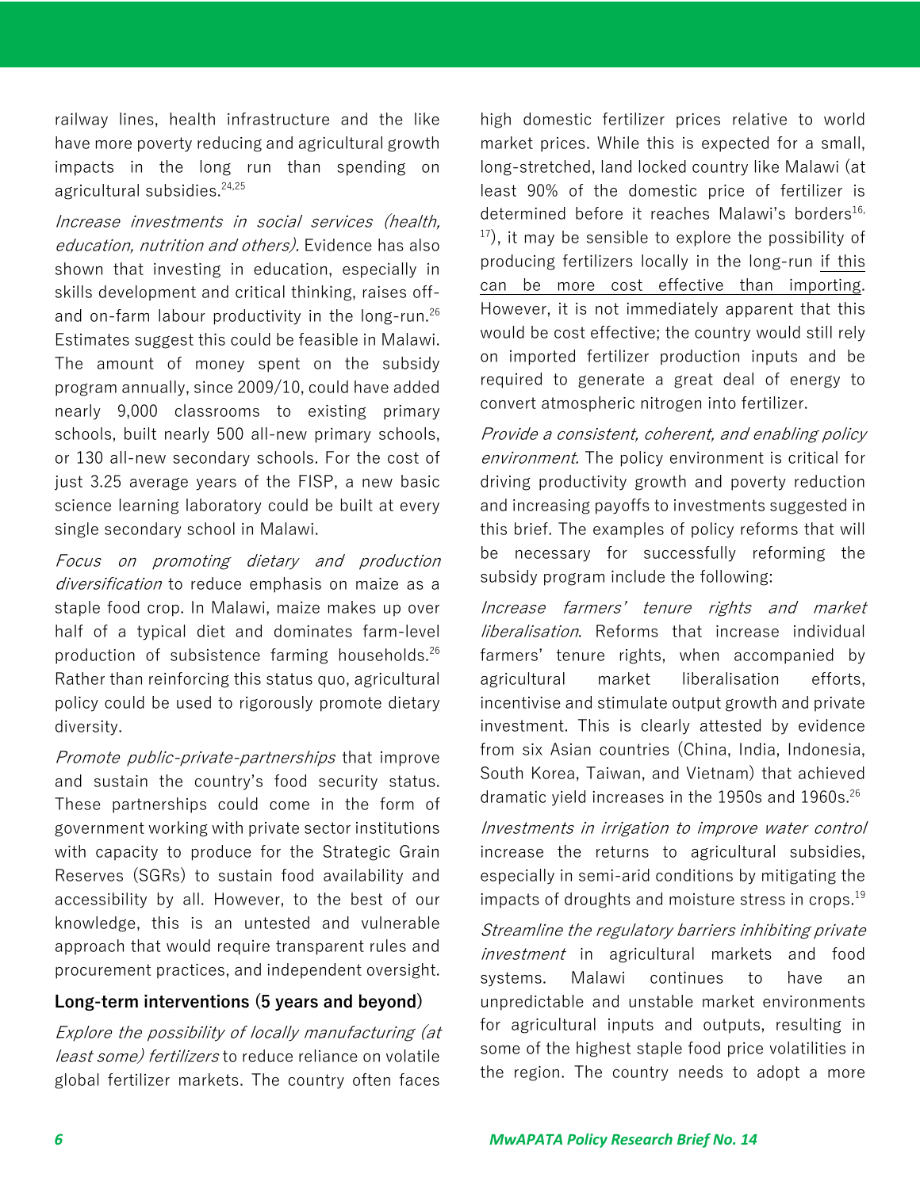railway lines, health infrastructure and the like have more poverty reducing and agricultural growth impacts in the long run than spending on agricultural subsidies.[24,25]

*Increase investments in social services (health, education, nutrition and others).* Evidence has also shown that investing in education, especially in skills development and critical thinking, raises off- and on-farm labour productivity in the long-run.[26] Estimates suggest this could be feasible in Malawi. The amount of money spent on the subsidy program annually, since 2009/10, could have added nearly 9,000 classrooms to existing primary schools, built nearly 500 all-new primary schools, or 130 all-new secondary schools. For the cost of just 3.25 average years of the FISP, a new basic science learning laboratory could be built at every single secondary school in Malawi.

*Focus on promoting dietary and production diversification* to reduce emphasis on maize as a staple food crop. In Malawi, maize makes up over half of a typical diet and dominates farm-level production of subsistence farming households.[26] Rather than reinforcing this status quo, agricultural policy could be used to rigorously promote dietary diversity.

*Promote public-private-partnerships* that improve and sustain the country's food security status. These partnerships could come in the form of government working with private sector institutions with capacity to produce for the Strategic Grain Reserves (SGRs) to sustain food availability and accessibility by all. However, to the best of our knowledge, this is an untested and vulnerable approach that would require transparent rules and procurement practices, and independent oversight.

**Long-term interventions (5 years and beyond)**

*Explore the possibility of locally manufacturing (at least some) fertilizers* to reduce reliance on volatile global fertilizer markets. The country often faces high domestic fertilizer prices relative to world market prices. While this is expected for a small, long-stretched, land locked country like Malawi (at least 90% of the domestic price of fertilizer is determined before it reaches Malawi's borders[16,17]), it may be sensible to explore the possibility of producing fertilizers locally in the long-run <u>if this can be more cost effective than importing</u>. However, it is not immediately apparent that this would be cost effective; the country would still rely on imported fertilizer production inputs and be required to generate a great deal of energy to convert atmospheric nitrogen into fertilizer.

*Provide a consistent, coherent, and enabling policy environment.* The policy environment is critical for driving productivity growth and poverty reduction and increasing payoffs to investments suggested in this brief. The examples of policy reforms that will be necessary for successfully reforming the subsidy program include the following:

*Increase farmers' tenure rights and market liberalisation.* Reforms that increase individual farmers' tenure rights, when accompanied by agricultural market liberalisation efforts, incentivise and stimulate output growth and private investment. This is clearly attested by evidence from six Asian countries (China, India, Indonesia, South Korea, Taiwan, and Vietnam) that achieved dramatic yield increases in the 1950s and 1960s.[26]

*Investments in irrigation to improve water control* increase the returns to agricultural subsidies, especially in semi-arid conditions by mitigating the impacts of droughts and moisture stress in crops.[19]

*Streamline the regulatory barriers inhibiting private investment* in agricultural markets and food systems. Malawi continues to have an unpredictable and unstable market environments for agricultural inputs and outputs, resulting in some of the highest staple food price volatilities in the region. The country needs to adopt a more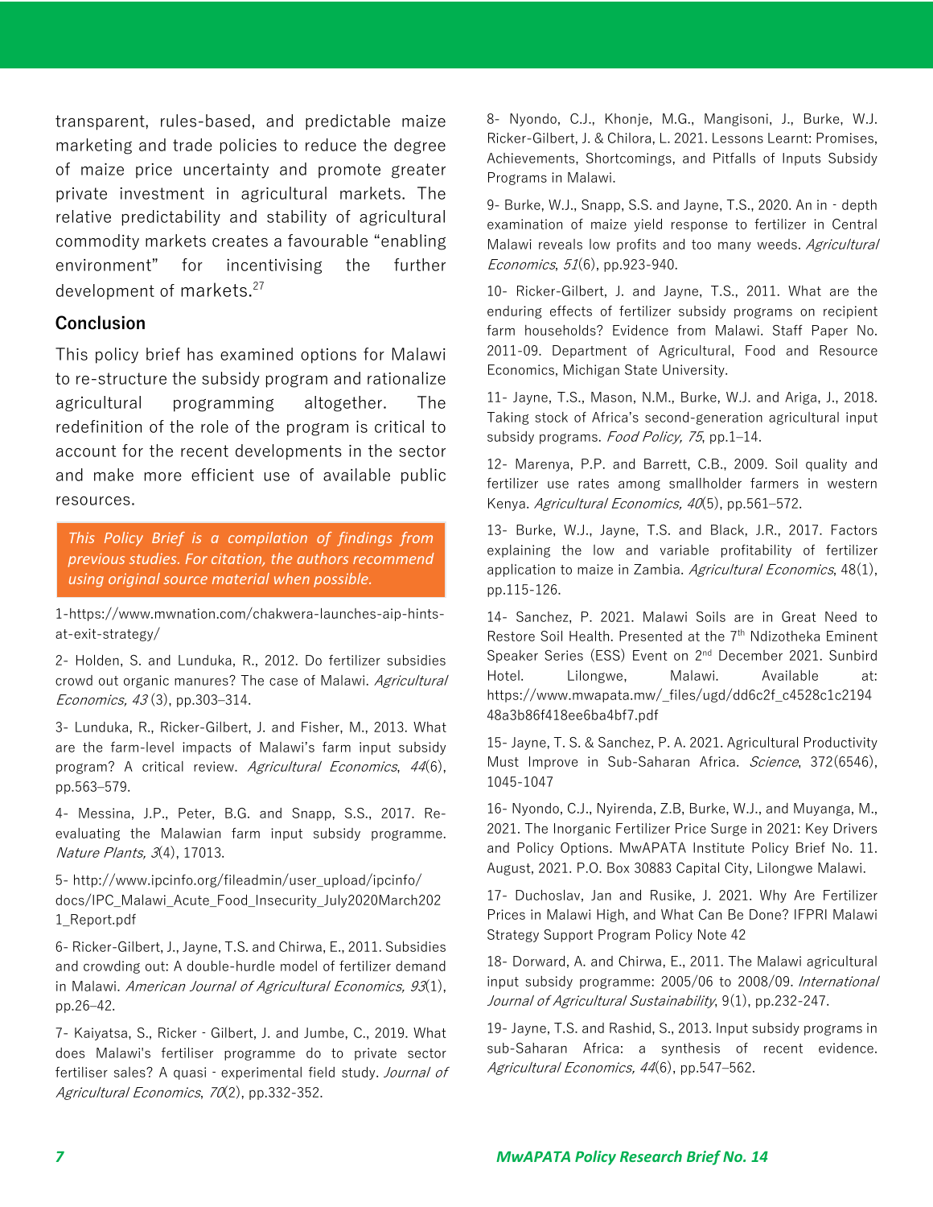transparent, rules-based, and predictable maize marketing and trade policies to reduce the degree of maize price uncertainty and promote greater private investment in agricultural markets. The relative predictability and stability of agricultural commodity markets creates a favourable "enabling environment" for incentivising the further development of markets.[27]

## Conclusion

This policy brief has examined options for Malawi to re-structure the subsidy program and rationalize agricultural programming altogether. The redefinition of the role of the program is critical to account for the recent developments in the sector and make more efficient use of available public resources.

> *This Policy Brief is a compilation of findings from previous studies. For citation, the authors recommend using original source material when possible.*

1-https://www.mwnation.com/chakwera-launches-aip-hints-at-exit-strategy/

2- Holden, S. and Lunduka, R., 2012. Do fertilizer subsidies crowd out organic manures? The case of Malawi. *Agricultural Economics, 43* (3), pp.303–314.

3- Lunduka, R., Ricker-Gilbert, J. and Fisher, M., 2013. What are the farm-level impacts of Malawi's farm input subsidy program? A critical review. *Agricultural Economics*, *44*(6), pp.563–579.

4- Messina, J.P., Peter, B.G. and Snapp, S.S., 2017. Re-evaluating the Malawian farm input subsidy programme. *Nature Plants, 3*(4), 17013.

5- http://www.ipcinfo.org/fileadmin/user_upload/ipcinfo/docs/IPC_Malawi_Acute_Food_Insecurity_July2020March2021_Report.pdf

6- Ricker-Gilbert, J., Jayne, T.S. and Chirwa, E., 2011. Subsidies and crowding out: A double-hurdle model of fertilizer demand in Malawi. *American Journal of Agricultural Economics, 93*(1), pp.26–42.

7- Kaiyatsa, S., Ricker - Gilbert, J. and Jumbe, C., 2019. What does Malawi's fertiliser programme do to private sector fertiliser sales? A quasi - experimental field study. *Journal of Agricultural Economics*, *70*(2), pp.332-352.

8- Nyondo, C.J., Khonje, M.G., Mangisoni, J., Burke, W.J. Ricker-Gilbert, J. & Chilora, L. 2021. Lessons Learnt: Promises, Achievements, Shortcomings, and Pitfalls of Inputs Subsidy Programs in Malawi.

9- Burke, W.J., Snapp, S.S. and Jayne, T.S., 2020. An in - depth examination of maize yield response to fertilizer in Central Malawi reveals low profits and too many weeds. *Agricultural Economics*, *51*(6), pp.923-940.

10- Ricker-Gilbert, J. and Jayne, T.S., 2011. What are the enduring effects of fertilizer subsidy programs on recipient farm households? Evidence from Malawi. Staff Paper No. 2011-09. Department of Agricultural, Food and Resource Economics, Michigan State University.

11- Jayne, T.S., Mason, N.M., Burke, W.J. and Ariga, J., 2018. Taking stock of Africa's second-generation agricultural input subsidy programs. *Food Policy, 75*, pp.1–14.

12- Marenya, P.P. and Barrett, C.B., 2009. Soil quality and fertilizer use rates among smallholder farmers in western Kenya. *Agricultural Economics, 40*(5), pp.561–572.

13- Burke, W.J., Jayne, T.S. and Black, J.R., 2017. Factors explaining the low and variable profitability of fertilizer application to maize in Zambia. *Agricultural Economics*, 48(1), pp.115-126.

14- Sanchez, P. 2021. Malawi Soils are in Great Need to Restore Soil Health. Presented at the 7th Ndizotheka Eminent Speaker Series (ESS) Event on 2nd December 2021. Sunbird Hotel. Lilongwe, Malawi. Available at: https://www.mwapata.mw/_files/ugd/dd6c2f_c4528c1c219448a3b86f418ee6ba4bf7.pdf

15- Jayne, T. S. & Sanchez, P. A. 2021. Agricultural Productivity Must Improve in Sub-Saharan Africa. *Science*, 372(6546), 1045-1047

16- Nyondo, C.J., Nyirenda, Z.B, Burke, W.J., and Muyanga, M., 2021. The Inorganic Fertilizer Price Surge in 2021: Key Drivers and Policy Options. MwAPATA Institute Policy Brief No. 11. August, 2021. P.O. Box 30883 Capital City, Lilongwe Malawi.

17- Duchoslav, Jan and Rusike, J. 2021. Why Are Fertilizer Prices in Malawi High, and What Can Be Done? IFPRI Malawi Strategy Support Program Policy Note 42

18- Dorward, A. and Chirwa, E., 2011. The Malawi agricultural input subsidy programme: 2005/06 to 2008/09. *International Journal of Agricultural Sustainability*, 9(1), pp.232-247.

19- Jayne, T.S. and Rashid, S., 2013. Input subsidy programs in sub-Saharan Africa: a synthesis of recent evidence. *Agricultural Economics, 44*(6), pp.547–562.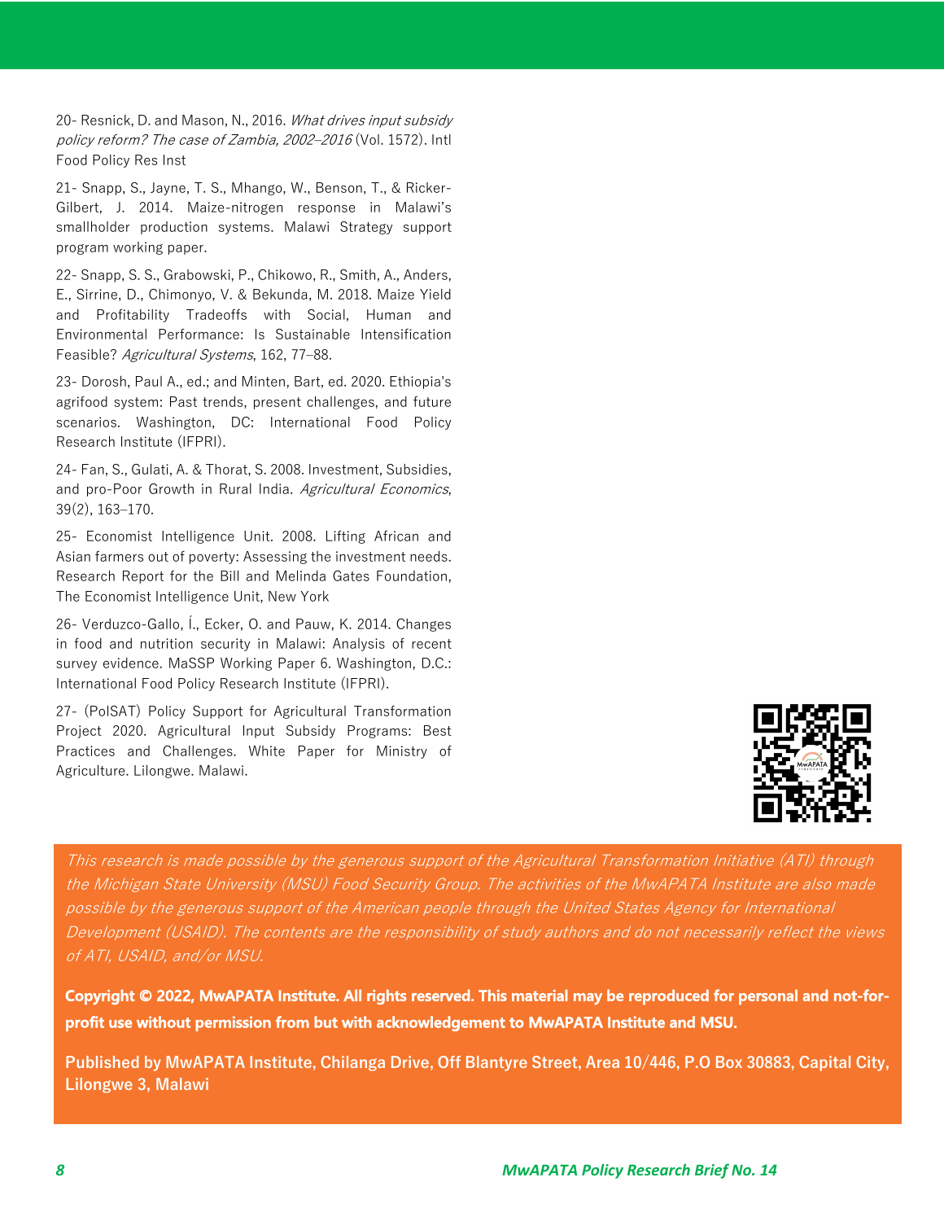20- Resnick, D. and Mason, N., 2016. *What drives input subsidy policy reform? The case of Zambia, 2002–2016* (Vol. 1572). Intl Food Policy Res Inst

21- Snapp, S., Jayne, T. S., Mhango, W., Benson, T., & Ricker-Gilbert, J. 2014. Maize-nitrogen response in Malawi's smallholder production systems. Malawi Strategy support program working paper.

22- Snapp, S. S., Grabowski, P., Chikowo, R., Smith, A., Anders, E., Sirrine, D., Chimonyo, V. & Bekunda, M. 2018. Maize Yield and Profitability Tradeoffs with Social, Human and Environmental Performance: Is Sustainable Intensification Feasible? *Agricultural Systems*, 162, 77–88.

23- Dorosh, Paul A., ed.; and Minten, Bart, ed. 2020. Ethiopia's agrifood system: Past trends, present challenges, and future scenarios. Washington, DC: International Food Policy Research Institute (IFPRI).

24- Fan, S., Gulati, A. & Thorat, S. 2008. Investment, Subsidies, and pro-Poor Growth in Rural India. *Agricultural Economics*, 39(2), 163–170.

25- Economist Intelligence Unit. 2008. Lifting African and Asian farmers out of poverty: Assessing the investment needs. Research Report for the Bill and Melinda Gates Foundation, The Economist Intelligence Unit, New York

26- Verduzco-Gallo, Í., Ecker, O. and Pauw, K. 2014. Changes in food and nutrition security in Malawi: Analysis of recent survey evidence. MaSSP Working Paper 6. Washington, D.C.: International Food Policy Research Institute (IFPRI).

27- (PolSAT) Policy Support for Agricultural Transformation Project 2020. Agricultural Input Subsidy Programs: Best Practices and Challenges. White Paper for Ministry of Agriculture. Lilongwe. Malawi.

*This research is made possible by the generous support of the Agricultural Transformation Initiative (ATI) through the Michigan State University (MSU) Food Security Group. The activities of the MwAPATA Institute are also made possible by the generous support of the American people through the United States Agency for International Development (USAID). The contents are the responsibility of study authors and do not necessarily reflect the views of ATI, USAID, and/or MSU.*

**Copyright © 2022, MwAPATA Institute. All rights reserved. This material may be reproduced for personal and not-for-profit use without permission from but with acknowledgement to MwAPATA Institute and MSU.**

**Published by MwAPATA Institute, Chilanga Drive, Off Blantyre Street, Area 10/446, P.O Box 30883, Capital City, Lilongwe 3, Malawi**